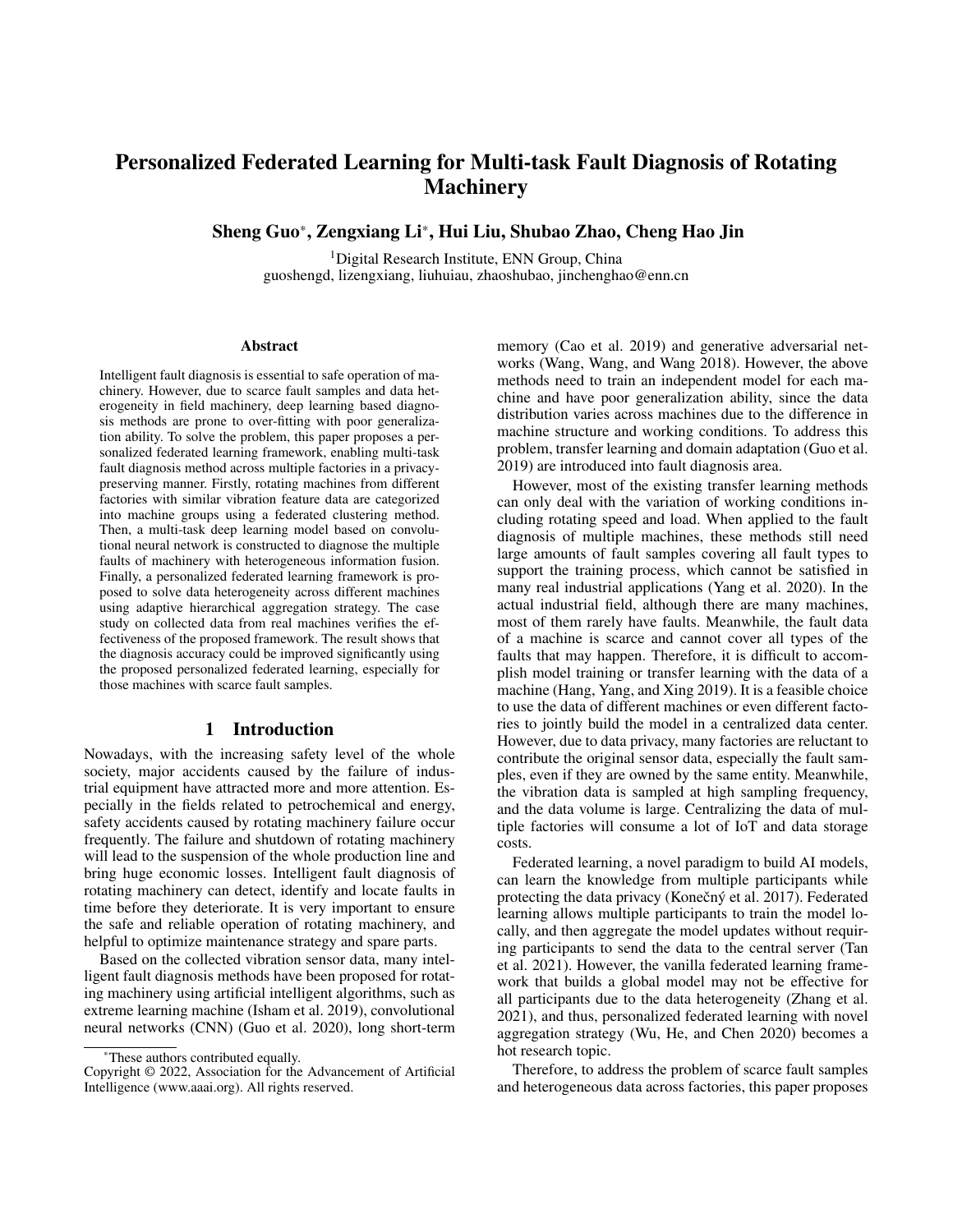# Personalized Federated Learning for Multi-task Fault Diagnosis of Rotating Machinery

**Sheng Guo*, Zengxiang Li*, Hui Liu, Shubao Zhao, Cheng Hao Jin**

[1]Digital Research Institute, ENN Group, China
guoshengd, lizengxiang, liuhuiau, zhaoshubao, jinchenghao@enn.cn

## Abstract

Intelligent fault diagnosis is essential to safe operation of machinery. However, due to scarce fault samples and data heterogeneity in field machinery, deep learning based diagnosis methods are prone to over-fitting with poor generalization ability. To solve the problem, this paper proposes a personalized federated learning framework, enabling multi-task fault diagnosis method across multiple factories in a privacy-preserving manner. Firstly, rotating machines from different factories with similar vibration feature data are categorized into machine groups using a federated clustering method. Then, a multi-task deep learning model based on convolutional neural network is constructed to diagnose the multiple faults of machinery with heterogeneous information fusion. Finally, a personalized federated learning framework is proposed to solve data heterogeneity across different machines using adaptive hierarchical aggregation strategy. The case study on collected data from real machines verifies the effectiveness of the proposed framework. The result shows that the diagnosis accuracy could be improved significantly using the proposed personalized federated learning, especially for those machines with scarce fault samples.

## 1 Introduction

Nowadays, with the increasing safety level of the whole society, major accidents caused by the failure of industrial equipment have attracted more and more attention. Especially in the fields related to petrochemical and energy, safety accidents caused by rotating machinery failure occur frequently. The failure and shutdown of rotating machinery will lead to the suspension of the whole production line and bring huge economic losses. Intelligent fault diagnosis of rotating machinery can detect, identify and locate faults in time before they deteriorate. It is very important to ensure the safe and reliable operation of rotating machinery, and helpful to optimize maintenance strategy and spare parts.

Based on the collected vibration sensor data, many intelligent fault diagnosis methods have been proposed for rotating machinery using artificial intelligent algorithms, such as extreme learning machine (Isham et al. 2019), convolutional neural networks (CNN) (Guo et al. 2020), long short-term memory (Cao et al. 2019) and generative adversarial networks (Wang, Wang, and Wang 2018). However, the above methods need to train an independent model for each machine and have poor generalization ability, since the data distribution varies across machines due to the difference in machine structure and working conditions. To address this problem, transfer learning and domain adaptation (Guo et al. 2019) are introduced into fault diagnosis area.

However, most of the existing transfer learning methods can only deal with the variation of working conditions including rotating speed and load. When applied to the fault diagnosis of multiple machines, these methods still need large amounts of fault samples covering all fault types to support the training process, which cannot be satisfied in many real industrial applications (Yang et al. 2020). In the actual industrial field, although there are many machines, most of them rarely have faults. Meanwhile, the fault data of a machine is scarce and cannot cover all types of the faults that may happen. Therefore, it is difficult to accomplish model training or transfer learning with the data of a machine (Hang, Yang, and Xing 2019). It is a feasible choice to use the data of different machines or even different factories to jointly build the model in a centralized data center. However, due to data privacy, many factories are reluctant to contribute the original sensor data, especially the fault samples, even if they are owned by the same entity. Meanwhile, the vibration data is sampled at high sampling frequency, and the data volume is large. Centralizing the data of multiple factories will consume a lot of IoT and data storage costs.

Federated learning, a novel paradigm to build AI models, can learn the knowledge from multiple participants while protecting the data privacy (Konečný et al. 2017). Federated learning allows multiple participants to train the model locally, and then aggregate the model updates without requiring participants to send the data to the central server (Tan et al. 2021). However, the vanilla federated learning framework that builds a global model may not be effective for all participants due to the data heterogeneity (Zhang et al. 2021), and thus, personalized federated learning with novel aggregation strategy (Wu, He, and Chen 2020) becomes a hot research topic.

Therefore, to address the problem of scarce fault samples and heterogeneous data across factories, this paper proposes

*These authors contributed equally.
Copyright © 2022, Association for the Advancement of Artificial Intelligence (www.aaai.org). All rights reserved.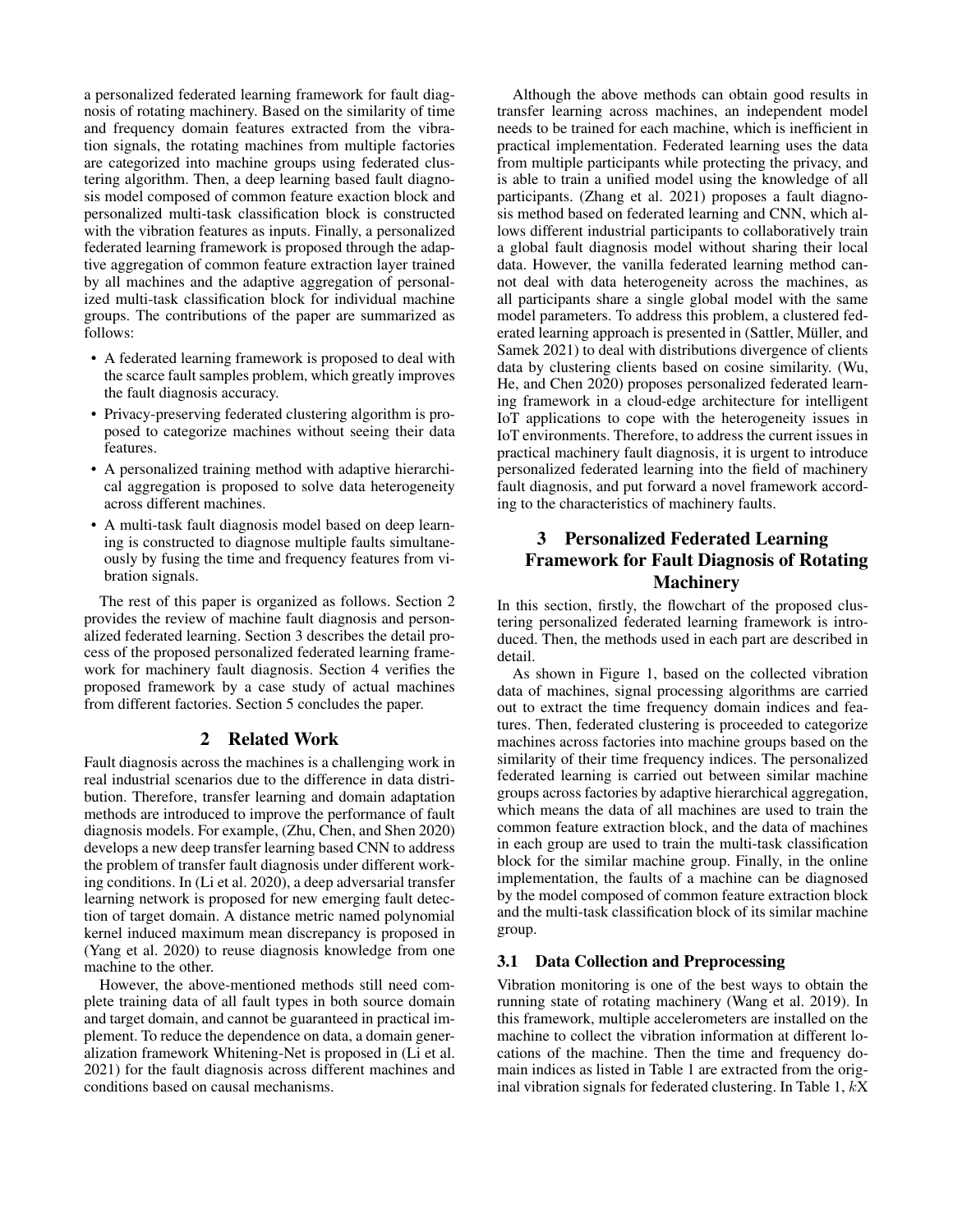a personalized federated learning framework for fault diagnosis of rotating machinery. Based on the similarity of time and frequency domain features extracted from the vibration signals, the rotating machines from multiple factories are categorized into machine groups using federated clustering algorithm. Then, a deep learning based fault diagnosis model composed of common feature exaction block and personalized multi-task classification block is constructed with the vibration features as inputs. Finally, a personalized federated learning framework is proposed through the adaptive aggregation of common feature extraction layer trained by all machines and the adaptive aggregation of personalized multi-task classification block for individual machine groups. The contributions of the paper are summarized as follows:

- A federated learning framework is proposed to deal with the scarce fault samples problem, which greatly improves the fault diagnosis accuracy.
- Privacy-preserving federated clustering algorithm is proposed to categorize machines without seeing their data features.
- A personalized training method with adaptive hierarchical aggregation is proposed to solve data heterogeneity across different machines.
- A multi-task fault diagnosis model based on deep learning is constructed to diagnose multiple faults simultaneously by fusing the time and frequency features from vibration signals.

The rest of this paper is organized as follows. Section 2 provides the review of machine fault diagnosis and personalized federated learning. Section 3 describes the detail process of the proposed personalized federated learning framework for machinery fault diagnosis. Section 4 verifies the proposed framework by a case study of actual machines from different factories. Section 5 concludes the paper.

## 2 Related Work

Fault diagnosis across the machines is a challenging work in real industrial scenarios due to the difference in data distribution. Therefore, transfer learning and domain adaptation methods are introduced to improve the performance of fault diagnosis models. For example, (Zhu, Chen, and Shen 2020) develops a new deep transfer learning based CNN to address the problem of transfer fault diagnosis under different working conditions. In (Li et al. 2020), a deep adversarial transfer learning network is proposed for new emerging fault detection of target domain. A distance metric named polynomial kernel induced maximum mean discrepancy is proposed in (Yang et al. 2020) to reuse diagnosis knowledge from one machine to the other.

However, the above-mentioned methods still need complete training data of all fault types in both source domain and target domain, and cannot be guaranteed in practical implement. To reduce the dependence on data, a domain generalization framework Whitening-Net is proposed in (Li et al. 2021) for the fault diagnosis across different machines and conditions based on causal mechanisms.

Although the above methods can obtain good results in transfer learning across machines, an independent model needs to be trained for each machine, which is inefficient in practical implementation. Federated learning uses the data from multiple participants while protecting the privacy, and is able to train a unified model using the knowledge of all participants. (Zhang et al. 2021) proposes a fault diagnosis method based on federated learning and CNN, which allows different industrial participants to collaboratively train a global fault diagnosis model without sharing their local data. However, the vanilla federated learning method cannot deal with data heterogeneity across the machines, as all participants share a single global model with the same model parameters. To address this problem, a clustered federated learning approach is presented in (Sattler, Müller, and Samek 2021) to deal with distributions divergence of clients data by clustering clients based on cosine similarity. (Wu, He, and Chen 2020) proposes personalized federated learning framework in a cloud-edge architecture for intelligent IoT applications to cope with the heterogeneity issues in IoT environments. Therefore, to address the current issues in practical machinery fault diagnosis, it is urgent to introduce personalized federated learning into the field of machinery fault diagnosis, and put forward a novel framework according to the characteristics of machinery faults.

## 3 Personalized Federated Learning Framework for Fault Diagnosis of Rotating Machinery

In this section, firstly, the flowchart of the proposed clustering personalized federated learning framework is introduced. Then, the methods used in each part are described in detail.

As shown in Figure 1, based on the collected vibration data of machines, signal processing algorithms are carried out to extract the time frequency domain indices and features. Then, federated clustering is proceeded to categorize machines across factories into machine groups based on the similarity of their time frequency indices. The personalized federated learning is carried out between similar machine groups across factories by adaptive hierarchical aggregation, which means the data of all machines are used to train the common feature extraction block, and the data of machines in each group are used to train the multi-task classification block for the similar machine group. Finally, in the online implementation, the faults of a machine can be diagnosed by the model composed of common feature extraction block and the multi-task classification block of its similar machine group.

### 3.1 Data Collection and Preprocessing

Vibration monitoring is one of the best ways to obtain the running state of rotating machinery (Wang et al. 2019). In this framework, multiple accelerometers are installed on the machine to collect the vibration information at different locations of the machine. Then the time and frequency domain indices as listed in Table 1 are extracted from the original vibration signals for federated clustering. In Table 1, $k$X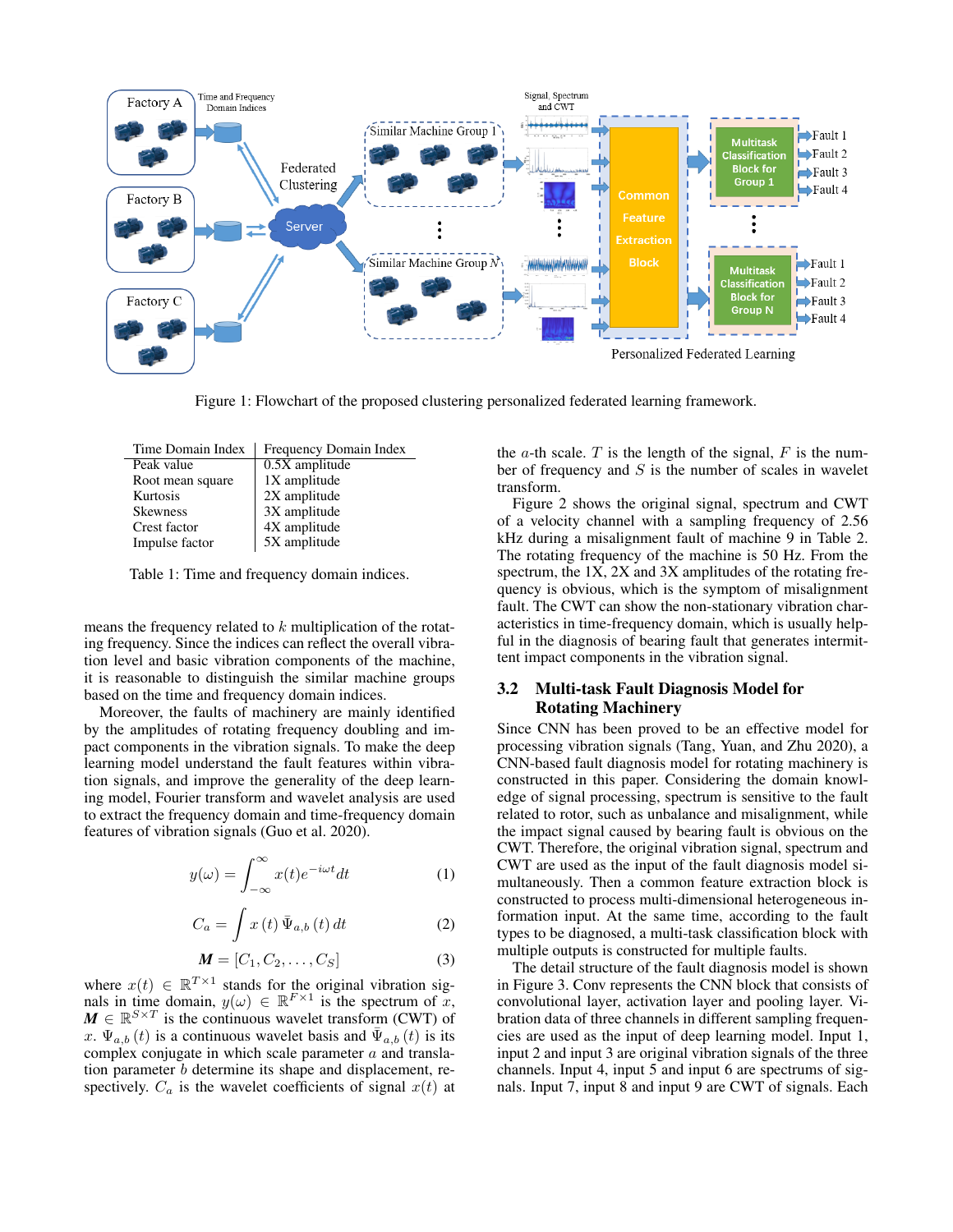Figure 1: Flowchart of the proposed clustering personalized federated learning framework.

| Time Domain Index | Frequency Domain Index |
|---|---|
| Peak value | 0.5X amplitude |
| Root mean square | 1X amplitude |
| Kurtosis | 2X amplitude |
| Skewness | 3X amplitude |
| Crest factor | 4X amplitude |
| Impulse factor | 5X amplitude |

Table 1: Time and frequency domain indices.

means the frequency related to $k$ multiplication of the rotating frequency. Since the indices can reflect the overall vibration level and basic vibration components of the machine, it is reasonable to distinguish the similar machine groups based on the time and frequency domain indices.

Moreover, the faults of machinery are mainly identified by the amplitudes of rotating frequency doubling and impact components in the vibration signals. To make the deep learning model understand the fault features within vibration signals, and improve the generality of the deep learning model, Fourier transform and wavelet analysis are used to extract the frequency domain and time-frequency domain features of vibration signals (Guo et al. 2020).

$$y(\omega) = \int_{-\infty}^{\infty} x(t)e^{-i\omega t}dt \tag{1}$$

$$C_a = \int x(t)\,\bar{\Psi}_{a,b}(t)\,dt \tag{2}$$

$$\boldsymbol{M} = [C_1, C_2, \ldots, C_S] \tag{3}$$

where $x(t) \in \mathbb{R}^{T\times 1}$ stands for the original vibration signals in time domain, $y(\omega) \in \mathbb{R}^{F\times 1}$ is the spectrum of $x$, $\boldsymbol{M} \in \mathbb{R}^{S\times T}$ is the continuous wavelet transform (CWT) of $x$. $\Psi_{a,b}(t)$ is a continuous wavelet basis and $\bar{\Psi}_{a,b}(t)$ is its complex conjugate in which scale parameter $a$ and translation parameter $b$ determine its shape and displacement, respectively. $C_a$ is the wavelet coefficients of signal $x(t)$ at the $a$-th scale. $T$ is the length of the signal, $F$ is the number of frequency and $S$ is the number of scales in wavelet transform.

Figure 2 shows the original signal, spectrum and CWT of a velocity channel with a sampling frequency of 2.56 kHz during a misalignment fault of machine 9 in Table 2. The rotating frequency of the machine is 50 Hz. From the spectrum, the 1X, 2X and 3X amplitudes of the rotating frequency is obvious, which is the symptom of misalignment fault. The CWT can show the non-stationary vibration characteristics in time-frequency domain, which is usually helpful in the diagnosis of bearing fault that generates intermittent impact components in the vibration signal.

### 3.2 Multi-task Fault Diagnosis Model for Rotating Machinery

Since CNN has been proved to be an effective model for processing vibration signals (Tang, Yuan, and Zhu 2020), a CNN-based fault diagnosis model for rotating machinery is constructed in this paper. Considering the domain knowledge of signal processing, spectrum is sensitive to the fault related to rotor, such as unbalance and misalignment, while the impact signal caused by bearing fault is obvious on the CWT. Therefore, the original vibration signal, spectrum and CWT are used as the input of the fault diagnosis model simultaneously. Then a common feature extraction block is constructed to process multi-dimensional heterogeneous information input. At the same time, according to the fault types to be diagnosed, a multi-task classification block with multiple outputs is constructed for multiple faults.

The detail structure of the fault diagnosis model is shown in Figure 3. Conv represents the CNN block that consists of convolutional layer, activation layer and pooling layer. Vibration data of three channels in different sampling frequencies are used as the input of deep learning model. Input 1, input 2 and input 3 are original vibration signals of the three channels. Input 4, input 5 and input 6 are spectrums of signals. Input 7, input 8 and input 9 are CWT of signals. Each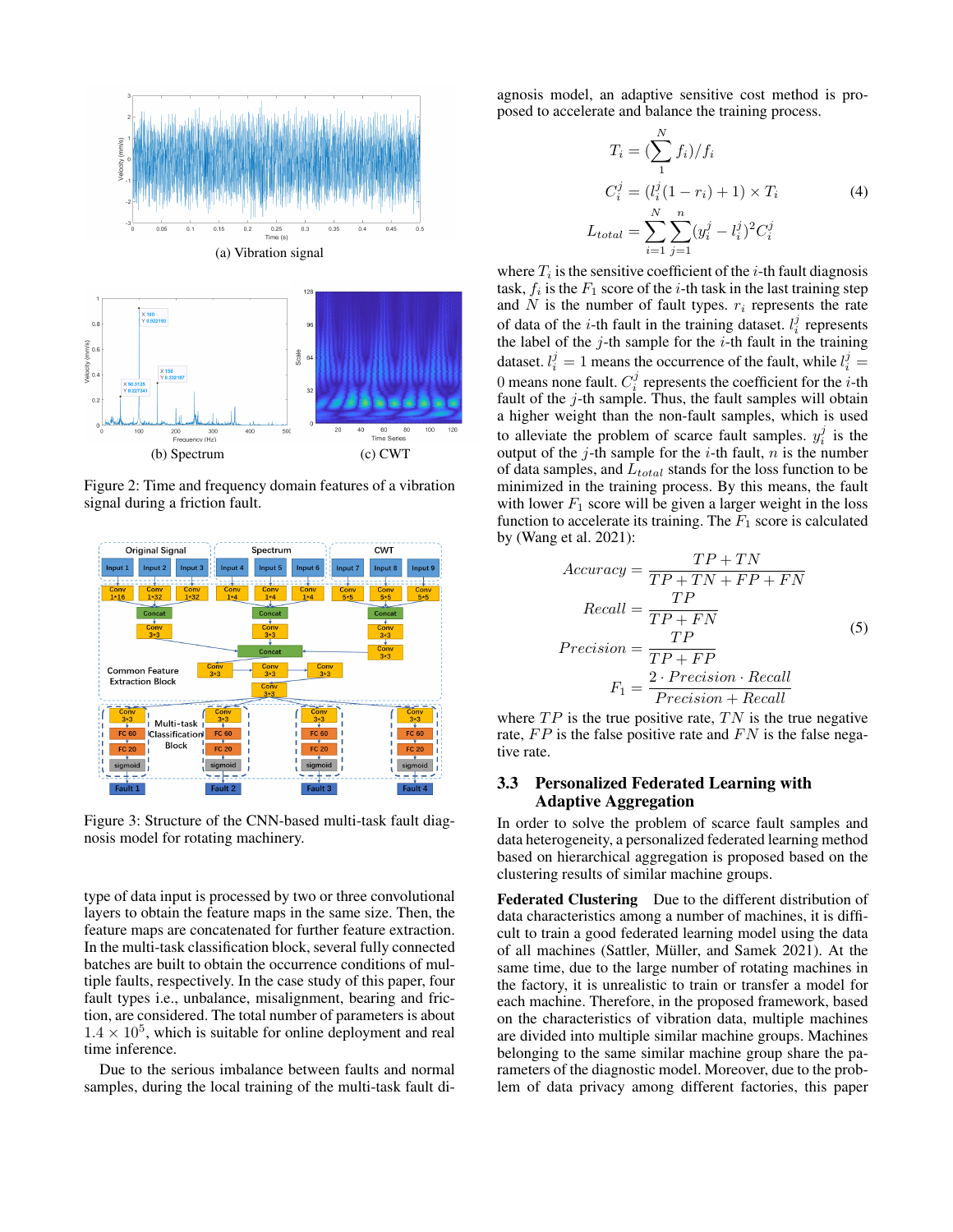(a) Vibration signal

(b) Spectrum

(c) CWT

Figure 2: Time and frequency domain features of a vibration signal during a friction fault.

Figure 3: Structure of the CNN-based multi-task fault diagnosis model for rotating machinery.

type of data input is processed by two or three convolutional layers to obtain the feature maps in the same size. Then, the feature maps are concatenated for further feature extraction. In the multi-task classification block, several fully connected batches are built to obtain the occurrence conditions of multiple faults, respectively. In the case study of this paper, four fault types i.e., unbalance, misalignment, bearing and friction, are considered. The total number of parameters is about $1.4 \times 10^5$, which is suitable for online deployment and real time inference.

Due to the serious imbalance between faults and normal samples, during the local training of the multi-task fault diagnosis model, an adaptive sensitive cost method is proposed to accelerate and balance the training process.

$$
\begin{aligned}
T_i &= (\sum_{1}^{N} f_i)/f_i \\
C_i^j &= (l_i^j(1-r_i)+1) \times T_i \\
L_{total} &= \sum_{i=1}^{N}\sum_{j=1}^{n}(y_i^j - l_i^j)^2 C_i^j
\end{aligned} \tag{4}
$$

where $T_i$ is the sensitive coefficient of the $i$-th fault diagnosis task, $f_i$ is the $F_1$ score of the $i$-th task in the last training step and $N$ is the number of fault types. $r_i$ represents the rate of data of the $i$-th fault in the training dataset. $l_i^j$ represents the label of the $j$-th sample for the $i$-th fault in the training dataset. $l_i^j = 1$ means the occurrence of the fault, while $l_i^j = 0$ means none fault. $C_i^j$ represents the coefficient for the $i$-th fault of the $j$-th sample. Thus, the fault samples will obtain a higher weight than the non-fault samples, which is used to alleviate the problem of scarce fault samples. $y_i^j$ is the output of the $j$-th sample for the $i$-th fault, $n$ is the number of data samples, and $L_{total}$ stands for the loss function to be minimized in the training process. By this means, the fault with lower $F_1$ score will be given a larger weight in the loss function to accelerate its training. The $F_1$ score is calculated by (Wang et al. 2021):

$$
\begin{aligned}
Accuracy &= \frac{TP+TN}{TP+TN+FP+FN} \\
Recall &= \frac{TP}{TP+FN} \\
Precision &= \frac{TP}{TP+FP} \\
F_1 &= \frac{2 \cdot Precision \cdot Recall}{Precision + Recall}
\end{aligned} \tag{5}
$$

where $TP$ is the true positive rate, $TN$ is the true negative rate, $FP$ is the false positive rate and $FN$ is the false negative rate.

### 3.3 Personalized Federated Learning with Adaptive Aggregation

In order to solve the problem of scarce fault samples and data heterogeneity, a personalized federated learning method based on hierarchical aggregation is proposed based on the clustering results of similar machine groups.

**Federated Clustering** Due to the different distribution of data characteristics among a number of machines, it is difficult to train a good federated learning model using the data of all machines (Sattler, Müller, and Samek 2021). At the same time, due to the large number of rotating machines in the factory, it is unrealistic to train or transfer a model for each machine. Therefore, in the proposed framework, based on the characteristics of vibration data, multiple machines are divided into multiple similar machine groups. Machines belonging to the same similar machine group share the parameters of the diagnostic model. Moreover, due to the problem of data privacy among different factories, this paper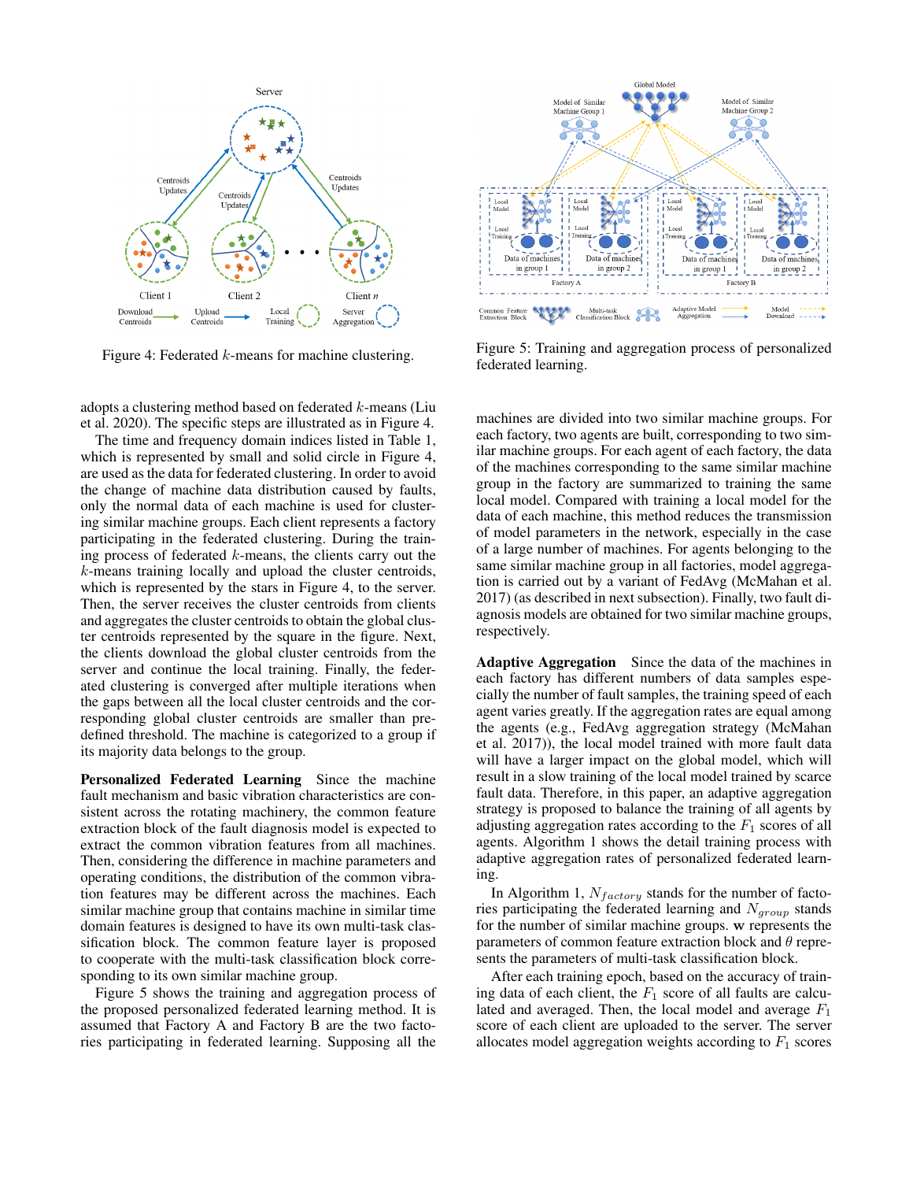Figure 4: Federated $k$-means for machine clustering.

Figure 5: Training and aggregation process of personalized federated learning.

adopts a clustering method based on federated $k$-means (Liu et al. 2020). The specific steps are illustrated as in Figure 4.

The time and frequency domain indices listed in Table 1, which is represented by small and solid circle in Figure 4, are used as the data for federated clustering. In order to avoid the change of machine data distribution caused by faults, only the normal data of each machine is used for clustering similar machine groups. Each client represents a factory participating in the federated clustering. During the training process of federated $k$-means, the clients carry out the $k$-means training locally and upload the cluster centroids, which is represented by the stars in Figure 4, to the server. Then, the server receives the cluster centroids from clients and aggregates the cluster centroids to obtain the global cluster centroids represented by the square in the figure. Next, the clients download the global cluster centroids from the server and continue the local training. Finally, the federated clustering is converged after multiple iterations when the gaps between all the local cluster centroids and the corresponding global cluster centroids are smaller than predefined threshold. The machine is categorized to a group if its majority data belongs to the group.

**Personalized Federated Learning** Since the machine fault mechanism and basic vibration characteristics are consistent across the rotating machinery, the common feature extraction block of the fault diagnosis model is expected to extract the common vibration features from all machines. Then, considering the difference in machine parameters and operating conditions, the distribution of the common vibration features may be different across the machines. Each similar machine group that contains machine in similar time domain features is designed to have its own multi-task classification block. The common feature layer is proposed to cooperate with the multi-task classification block corresponding to its own similar machine group.

Figure 5 shows the training and aggregation process of the proposed personalized federated learning method. It is assumed that Factory A and Factory B are the two factories participating in federated learning. Supposing all the machines are divided into two similar machine groups. For each factory, two agents are built, corresponding to two similar machine groups. For each agent of each factory, the data of the machines corresponding to the same similar machine group in the factory are summarized to training the same local model. Compared with training a local model for the data of each machine, this method reduces the transmission of model parameters in the network, especially in the case of a large number of machines. For agents belonging to the same similar machine group in all factories, model aggregation is carried out by a variant of FedAvg (McMahan et al. 2017) (as described in next subsection). Finally, two fault diagnosis models are obtained for two similar machine groups, respectively.

**Adaptive Aggregation** Since the data of the machines in each factory has different numbers of data samples especially the number of fault samples, the training speed of each agent varies greatly. If the aggregation rates are equal among the agents (e.g., FedAvg aggregation strategy (McMahan et al. 2017)), the local model trained with more fault data will have a larger impact on the global model, which will result in a slow training of the local model trained by scarce fault data. Therefore, in this paper, an adaptive aggregation strategy is proposed to balance the training of all agents by adjusting aggregation rates according to the $F_1$ scores of all agents. Algorithm 1 shows the detail training process with adaptive aggregation rates of personalized federated learning.

In Algorithm 1, $N_{factory}$ stands for the number of factories participating the federated learning and $N_{group}$ stands for the number of similar machine groups. $\mathbf{w}$ represents the parameters of common feature extraction block and $\theta$ represents the parameters of multi-task classification block.

After each training epoch, based on the accuracy of training data of each client, the $F_1$ score of all faults are calculated and averaged. Then, the local model and average $F_1$ score of each client are uploaded to the server. The server allocates model aggregation weights according to $F_1$ scores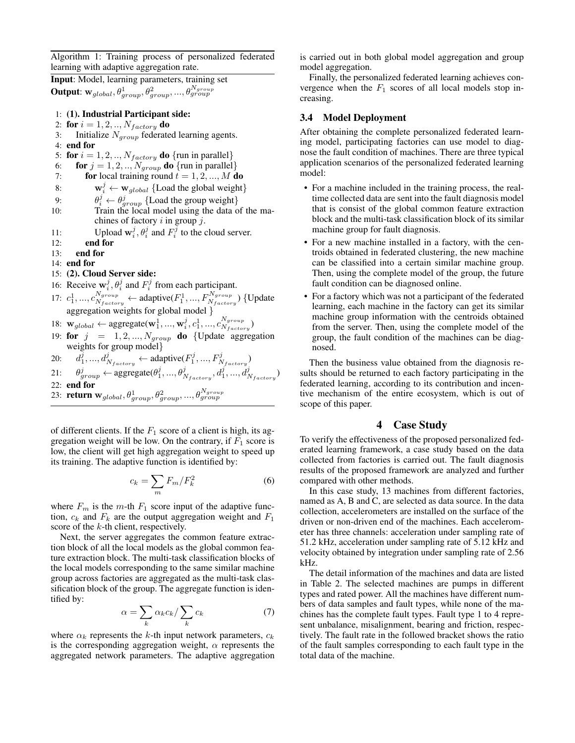Algorithm 1: Training process of personalized federated learning with adaptive aggregation rate.

**Input**: Model, learning parameters, training set
**Output**: $\mathbf{w}_{global}, \theta^1_{group}, \theta^2_{group}, ..., \theta^{N_{group}}_{group}$

```
1:  (1). Industrial Participant side:
2:  for i = 1, 2, .., N_factory do
3:      Initialize N_group federated learning agents.
4:  end for
5:  for i = 1, 2, .., N_factory do {run in parallel}
6:      for j = 1, 2, .., N_group do {run in parallel}
7:          for local training round t = 1, 2, ..., M do
8:              w_i^j ← w_global {Load the global weight}
9:              θ_i^j ← θ_group^j {Load the group weight}
10:             Train the local model using the data of the machines of factory i in group j.
11:             Upload w_i^j, θ_i^j and F_i^j to the cloud server.
12:         end for
13:     end for
14: end for
15: (2). Cloud Server side:
16: Receive w_i^j, θ_i^j and F_i^j from each participant.
17: c_1^1, ..., c_{N_factory}^{N_group} ← adaptive(F_1^1, ..., F_{N_factory}^{N_group}) {Update aggregation weights for global model }
18: w_global ← aggregate(w_1^1, ..., w_i^j, c_1^1, ..., c_{N_factory}^{N_group})
19: for j = 1, 2, ..., N_group do {Update aggregation weights for group model}
20:     d_1^j, ..., d_{N_factory}^j ← adaptive(F_1^j, ..., F_{N_factory}^j)
21:     θ_group^j ← aggregate(θ_1^j, ..., θ_{N_factory}^j, d_1^j, ..., d_{N_factory}^j)
22: end for
23: return w_global, θ_group^1, θ_group^2, ..., θ_group^{N_group}
```

of different clients. If the $F_1$ score of a client is high, its aggregation weight will be low. On the contrary, if $F_1$ score is low, the client will get high aggregation weight to speed up its training. The adaptive function is identified by:

$$c_k = \sum_m F_m / F_k^2 \tag{6}$$

where $F_m$ is the $m$-th $F_1$ score input of the adaptive function, $c_k$ and $F_k$ are the output aggregation weight and $F_1$ score of the $k$-th client, respectively.

Next, the server aggregates the common feature extraction block of all the local models as the global common feature extraction block. The multi-task classification blocks of the local models corresponding to the same similar machine group across factories are aggregated as the multi-task classification block of the group. The aggregate function is identified by:

$$\alpha = \sum_k \alpha_k c_k / \sum_k c_k \tag{7}$$

where $\alpha_k$ represents the $k$-th input network parameters, $c_k$ is the corresponding aggregation weight, $\alpha$ represents the aggregated network parameters. The adaptive aggregation is carried out in both global model aggregation and group model aggregation.

Finally, the personalized federated learning achieves convergence when the $F_1$ scores of all local models stop increasing.

### 3.4 Model Deployment

After obtaining the complete personalized federated learning model, participating factories can use model to diagnose the fault condition of machines. There are three typical application scenarios of the personalized federated learning model:

- For a machine included in the training process, the real-time collected data are sent into the fault diagnosis model that is consist of the global common feature extraction block and the multi-task classification block of its similar machine group for fault diagnosis.
- For a new machine installed in a factory, with the centroids obtained in federated clustering, the new machine can be classified into a certain similar machine group. Then, using the complete model of the group, the future fault condition can be diagnosed online.
- For a factory which was not a participant of the federated learning, each machine in the factory can get its similar machine group information with the centroids obtained from the server. Then, using the complete model of the group, the fault condition of the machines can be diagnosed.

Then the business value obtained from the diagnosis results should be returned to each factory participating in the federated learning, according to its contribution and incentive mechanism of the entire ecosystem, which is out of scope of this paper.

## 4 Case Study

To verify the effectiveness of the proposed personalized federated learning framework, a case study based on the data collected from factories is carried out. The fault diagnosis results of the proposed framework are analyzed and further compared with other methods.

In this case study, 13 machines from different factories, named as A, B and C, are selected as data source. In the data collection, accelerometers are installed on the surface of the driven or non-driven end of the machines. Each accelerometer has three channels: acceleration under sampling rate of 51.2 kHz, acceleration under sampling rate of 5.12 kHz and velocity obtained by integration under sampling rate of 2.56 kHz.

The detail information of the machines and data are listed in Table 2. The selected machines are pumps in different types and rated power. All the machines have different numbers of data samples and fault types, while none of the machines has the complete fault types. Fault type 1 to 4 represent unbalance, misalignment, bearing and friction, respectively. The fault rate in the followed bracket shows the ratio of the fault samples corresponding to each fault type in the total data of the machine.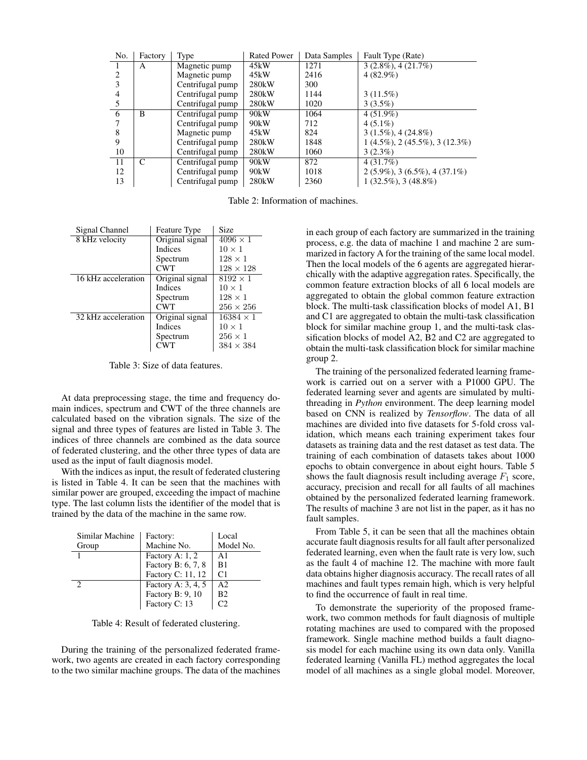| No. | Factory | Type | Rated Power | Data Samples | Fault Type (Rate) |
|---|---|---|---|---|---|
| 1 | A | Magnetic pump | 45kW | 1271 | 3 (2.8%), 4 (21.7%) |
| 2 | | Magnetic pump | 45kW | 2416 | 4 (82.9%) |
| 3 | | Centrifugal pump | 280kW | 300 | |
| 4 | | Centrifugal pump | 280kW | 1144 | 3 (11.5%) |
| 5 | | Centrifugal pump | 280kW | 1020 | 3 (3.5%) |
| 6 | B | Centrifugal pump | 90kW | 1064 | 4 (51.9%) |
| 7 | | Centrifugal pump | 90kW | 712 | 4 (5.1%) |
| 8 | | Magnetic pump | 45kW | 824 | 3 (1.5%), 4 (24.8%) |
| 9 | | Centrifugal pump | 280kW | 1848 | 1 (4.5%), 2 (45.5%), 3 (12.3%) |
| 10 | | Centrifugal pump | 280kW | 1060 | 3 (2.3%) |
| 11 | C | Centrifugal pump | 90kW | 872 | 4 (31.7%) |
| 12 | | Centrifugal pump | 90kW | 1018 | 2 (5.9%), 3 (6.5%), 4 (37.1%) |
| 13 | | Centrifugal pump | 280kW | 2360 | 1 (32.5%), 3 (48.8%) |

Table 2: Information of machines.

| Signal Channel | Feature Type | Size |
|---|---|---|
| 8 kHz velocity | Original signal | $4096 \times 1$ |
| | Indices | $10 \times 1$ |
| | Spectrum | $128 \times 1$ |
| | CWT | $128 \times 128$ |
| 16 kHz acceleration | Original signal | $8192 \times 1$ |
| | Indices | $10 \times 1$ |
| | Spectrum | $128 \times 1$ |
| | CWT | $256 \times 256$ |
| 32 kHz acceleration | Original signal | $16384 \times 1$ |
| | Indices | $10 \times 1$ |
| | Spectrum | $256 \times 1$ |
| | CWT | $384 \times 384$ |

Table 3: Size of data features.

At data preprocessing stage, the time and frequency domain indices, spectrum and CWT of the three channels are calculated based on the vibration signals. The size of the signal and three types of features are listed in Table 3. The indices of three channels are combined as the data source of federated clustering, and the other three types of data are used as the input of fault diagnosis model.

With the indices as input, the result of federated clustering is listed in Table 4. It can be seen that the machines with similar power are grouped, exceeding the impact of machine type. The last column lists the identifier of the model that is trained by the data of the machine in the same row.

| Similar Machine Group | Factory: Machine No. | Local Model No. |
|---|---|---|
| 1 | Factory A: 1, 2 | A1 |
| | Factory B: 6, 7, 8 | B1 |
| | Factory C: 11, 12 | C1 |
| 2 | Factory A: 3, 4, 5 | A2 |
| | Factory B: 9, 10 | B2 |
| | Factory C: 13 | C2 |

Table 4: Result of federated clustering.

During the training of the personalized federated framework, two agents are created in each factory corresponding to the two similar machine groups. The data of the machines in each group of each factory are summarized in the training process, e.g. the data of machine 1 and machine 2 are summarized in factory A for the training of the same local model. Then the local models of the 6 agents are aggregated hierarchically with the adaptive aggregation rates. Specifically, the common feature extraction blocks of all 6 local models are aggregated to obtain the global common feature extraction block. The multi-task classification blocks of model A1, B1 and C1 are aggregated to obtain the multi-task classification block for similar machine group 1, and the multi-task classification blocks of model A2, B2 and C2 are aggregated to obtain the multi-task classification block for similar machine group 2.

The training of the personalized federated learning framework is carried out on a server with a P1000 GPU. The federated learning sever and agents are simulated by multi-threading in *Python* environment. The deep learning model based on CNN is realized by *Tensorflow*. The data of all machines are divided into five datasets for 5-fold cross validation, which means each training experiment takes four datasets as training data and the rest dataset as test data. The training of each combination of datasets takes about 1000 epochs to obtain convergence in about eight hours. Table 5 shows the fault diagnosis result including average $F_1$ score, accuracy, precision and recall for all faults of all machines obtained by the personalized federated learning framework. The results of machine 3 are not list in the paper, as it has no fault samples.

From Table 5, it can be seen that all the machines obtain accurate fault diagnosis results for all fault after personalized federated learning, even when the fault rate is very low, such as the fault 4 of machine 12. The machine with more fault data obtains higher diagnosis accuracy. The recall rates of all machines and fault types remain high, which is very helpful to find the occurrence of fault in real time.

To demonstrate the superiority of the proposed framework, two common methods for fault diagnosis of multiple rotating machines are used to compared with the proposed framework. Single machine method builds a fault diagnosis model for each machine using its own data only. Vanilla federated learning (Vanilla FL) method aggregates the local model of all machines as a single global model. Moreover,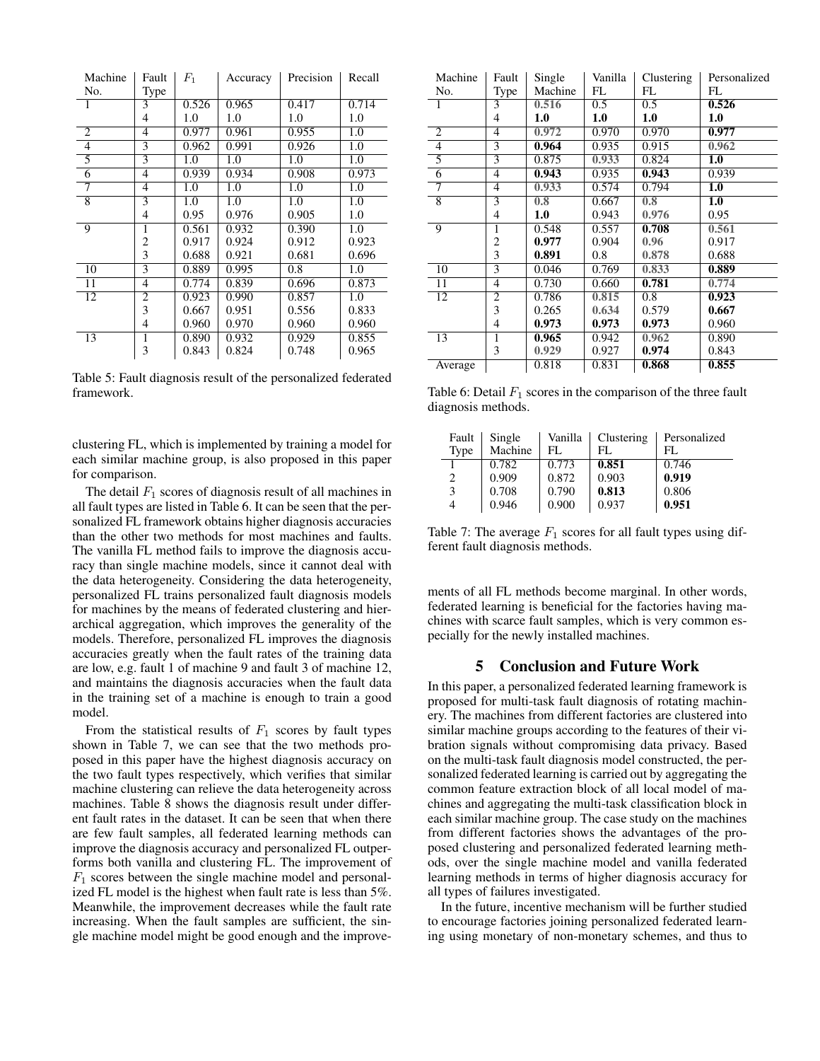| Machine No. | Fault Type | $F_1$ | Accuracy | Precision | Recall |
|---|---|---|---|---|---|
| 1 | 3 | 0.526 | 0.965 | 0.417 | 0.714 |
| | 4 | 1.0 | 1.0 | 1.0 | 1.0 |
| 2 | 4 | 0.977 | 0.961 | 0.955 | 1.0 |
| 4 | 3 | 0.962 | 0.991 | 0.926 | 1.0 |
| 5 | 3 | 1.0 | 1.0 | 1.0 | 1.0 |
| 6 | 4 | 0.939 | 0.934 | 0.908 | 0.973 |
| 7 | 4 | 1.0 | 1.0 | 1.0 | 1.0 |
| 8 | 3 | 1.0 | 1.0 | 1.0 | 1.0 |
| | 4 | 0.95 | 0.976 | 0.905 | 1.0 |
| 9 | 1 | 0.561 | 0.932 | 0.390 | 1.0 |
| | 2 | 0.917 | 0.924 | 0.912 | 0.923 |
| | 3 | 0.688 | 0.921 | 0.681 | 0.696 |
| 10 | 3 | 0.889 | 0.995 | 0.8 | 1.0 |
| 11 | 4 | 0.774 | 0.839 | 0.696 | 0.873 |
| 12 | 2 | 0.923 | 0.990 | 0.857 | 1.0 |
| | 3 | 0.667 | 0.951 | 0.556 | 0.833 |
| | 4 | 0.960 | 0.970 | 0.960 | 0.960 |
| 13 | 1 | 0.890 | 0.932 | 0.929 | 0.855 |
| | 3 | 0.843 | 0.824 | 0.748 | 0.965 |

Table 5: Fault diagnosis result of the personalized federated framework.

| Machine No. | Fault Type | Single Machine | Vanilla FL | Clustering FL | Personalized FL |
|---|---|---|---|---|---|
| 1 | 3 | 0.516 | 0.5 | 0.5 | **0.526** |
| | 4 | **1.0** | **1.0** | **1.0** | **1.0** |
| 2 | 4 | 0.972 | 0.970 | 0.970 | **0.977** |
| 4 | 3 | **0.964** | 0.935 | 0.915 | 0.962 |
| 5 | 3 | 0.875 | 0.933 | 0.824 | **1.0** |
| 6 | 4 | **0.943** | 0.935 | **0.943** | 0.939 |
| 7 | 4 | 0.933 | 0.574 | 0.794 | **1.0** |
| 8 | 3 | 0.8 | 0.667 | 0.8 | **1.0** |
| | 4 | **1.0** | 0.943 | 0.976 | 0.95 |
| 9 | 1 | 0.548 | 0.557 | **0.708** | 0.561 |
| | 2 | **0.977** | 0.904 | 0.96 | 0.917 |
| | 3 | **0.891** | 0.8 | 0.878 | 0.688 |
| 10 | 3 | 0.046 | 0.769 | 0.833 | **0.889** |
| 11 | 4 | 0.730 | 0.660 | **0.781** | 0.774 |
| 12 | 2 | 0.786 | 0.815 | 0.8 | **0.923** |
| | 3 | 0.265 | 0.634 | 0.579 | **0.667** |
| | 4 | **0.973** | **0.973** | **0.973** | 0.960 |
| 13 | 1 | **0.965** | 0.942 | 0.962 | 0.890 |
| | 3 | 0.929 | 0.927 | **0.974** | 0.843 |
| Average | | 0.818 | 0.831 | **0.868** | **0.855** |

Table 6: Detail $F_1$ scores in the comparison of the three fault diagnosis methods.

| Fault Type | Single Machine | Vanilla FL | Clustering FL | Personalized FL |
|---|---|---|---|---|
| 1 | 0.782 | 0.773 | **0.851** | 0.746 |
| 2 | 0.909 | 0.872 | 0.903 | **0.919** |
| 3 | 0.708 | 0.790 | **0.813** | 0.806 |
| 4 | 0.946 | 0.900 | 0.937 | **0.951** |

Table 7: The average $F_1$ scores for all fault types using different fault diagnosis methods.

clustering FL, which is implemented by training a model for each similar machine group, is also proposed in this paper for comparison.

The detail $F_1$ scores of diagnosis result of all machines in all fault types are listed in Table 6. It can be seen that the personalized FL framework obtains higher diagnosis accuracies than the other two methods for most machines and faults. The vanilla FL method fails to improve the diagnosis accuracy than single machine models, since it cannot deal with the data heterogeneity. Considering the data heterogeneity, personalized FL trains personalized fault diagnosis models for machines by the means of federated clustering and hierarchical aggregation, which improves the generality of the models. Therefore, personalized FL improves the diagnosis accuracies greatly when the fault rates of the training data are low, e.g. fault 1 of machine 9 and fault 3 of machine 12, and maintains the diagnosis accuracies when the fault data in the training set of a machine is enough to train a good model.

From the statistical results of $F_1$ scores by fault types shown in Table 7, we can see that the two methods proposed in this paper have the highest diagnosis accuracy on the two fault types respectively, which verifies that similar machine clustering can relieve the data heterogeneity across machines. Table 8 shows the diagnosis result under different fault rates in the dataset. It can be seen that when there are few fault samples, all federated learning methods can improve the diagnosis accuracy and personalized FL outperforms both vanilla and clustering FL. The improvement of $F_1$ scores between the single machine model and personalized FL model is the highest when fault rate is less than 5%. Meanwhile, the improvement decreases while the fault rate increasing. When the fault samples are sufficient, the single machine model might be good enough and the improvements of all FL methods become marginal. In other words, federated learning is beneficial for the factories having machines with scarce fault samples, which is very common especially for the newly installed machines.

## 5 Conclusion and Future Work

In this paper, a personalized federated learning framework is proposed for multi-task fault diagnosis of rotating machinery. The machines from different factories are clustered into similar machine groups according to the features of their vibration signals without compromising data privacy. Based on the multi-task fault diagnosis model constructed, the personalized federated learning is carried out by aggregating the common feature extraction block of all local model of machines and aggregating the multi-task classification block in each similar machine group. The case study on the machines from different factories shows the advantages of the proposed clustering and personalized federated learning methods, over the single machine model and vanilla federated learning methods in terms of higher diagnosis accuracy for all types of failures investigated.

In the future, incentive mechanism will be further studied to encourage factories joining personalized federated learning using monetary of non-monetary schemes, and thus to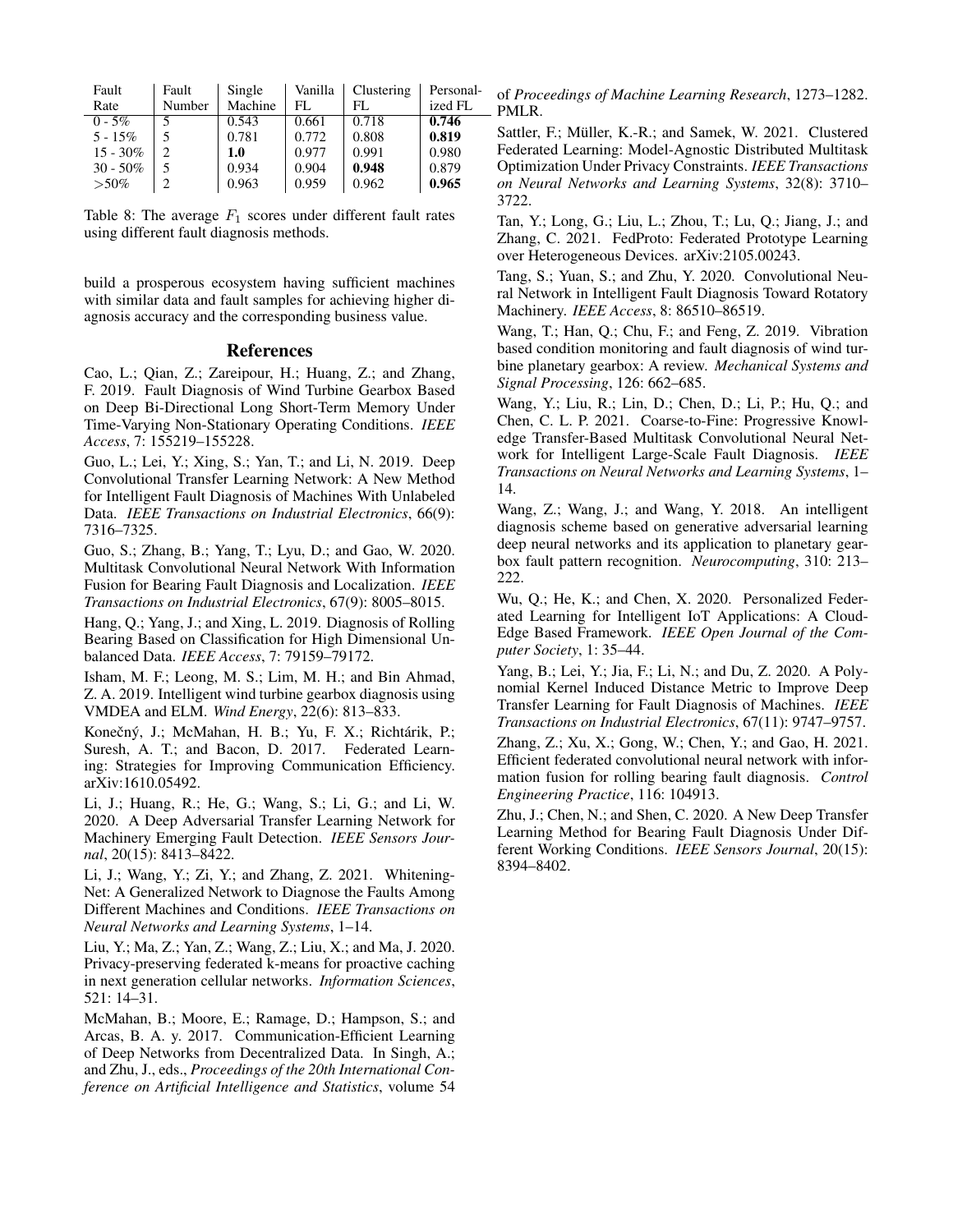| Fault Rate | Fault Number | Single Machine | Vanilla FL | Clustering FL | Personalized FL |
|---|---|---|---|---|---|
| 0 - 5% | 5 | 0.543 | 0.661 | 0.718 | **0.746** |
| 5 - 15% | 5 | 0.781 | 0.772 | 0.808 | **0.819** |
| 15 - 30% | 2 | **1.0** | 0.977 | 0.991 | 0.980 |
| 30 - 50% | 5 | 0.934 | 0.904 | **0.948** | 0.879 |
| >50% | 2 | 0.963 | 0.959 | 0.962 | **0.965** |

Table 8: The average $F_1$ scores under different fault rates using different fault diagnosis methods.

build a prosperous ecosystem having sufficient machines with similar data and fault samples for achieving higher diagnosis accuracy and the corresponding business value.

## References

Cao, L.; Qian, Z.; Zareipour, H.; Huang, Z.; and Zhang, F. 2019. Fault Diagnosis of Wind Turbine Gearbox Based on Deep Bi-Directional Long Short-Term Memory Under Time-Varying Non-Stationary Operating Conditions. *IEEE Access*, 7: 155219–155228.

Guo, L.; Lei, Y.; Xing, S.; Yan, T.; and Li, N. 2019. Deep Convolutional Transfer Learning Network: A New Method for Intelligent Fault Diagnosis of Machines With Unlabeled Data. *IEEE Transactions on Industrial Electronics*, 66(9): 7316–7325.

Guo, S.; Zhang, B.; Yang, T.; Lyu, D.; and Gao, W. 2020. Multitask Convolutional Neural Network With Information Fusion for Bearing Fault Diagnosis and Localization. *IEEE Transactions on Industrial Electronics*, 67(9): 8005–8015.

Hang, Q.; Yang, J.; and Xing, L. 2019. Diagnosis of Rolling Bearing Based on Classification for High Dimensional Unbalanced Data. *IEEE Access*, 7: 79159–79172.

Isham, M. F.; Leong, M. S.; Lim, M. H.; and Bin Ahmad, Z. A. 2019. Intelligent wind turbine gearbox diagnosis using VMDEA and ELM. *Wind Energy*, 22(6): 813–833.

Konečný, J.; McMahan, H. B.; Yu, F. X.; Richtárik, P.; Suresh, A. T.; and Bacon, D. 2017. Federated Learning: Strategies for Improving Communication Efficiency. arXiv:1610.05492.

Li, J.; Huang, R.; He, G.; Wang, S.; Li, G.; and Li, W. 2020. A Deep Adversarial Transfer Learning Network for Machinery Emerging Fault Detection. *IEEE Sensors Journal*, 20(15): 8413–8422.

Li, J.; Wang, Y.; Zi, Y.; and Zhang, Z. 2021. Whitening-Net: A Generalized Network to Diagnose the Faults Among Different Machines and Conditions. *IEEE Transactions on Neural Networks and Learning Systems*, 1–14.

Liu, Y.; Ma, Z.; Yan, Z.; Wang, Z.; Liu, X.; and Ma, J. 2020. Privacy-preserving federated k-means for proactive caching in next generation cellular networks. *Information Sciences*, 521: 14–31.

McMahan, B.; Moore, E.; Ramage, D.; Hampson, S.; and Arcas, B. A. y. 2017. Communication-Efficient Learning of Deep Networks from Decentralized Data. In Singh, A.; and Zhu, J., eds., *Proceedings of the 20th International Conference on Artificial Intelligence and Statistics*, volume 54 of *Proceedings of Machine Learning Research*, 1273–1282. PMLR.

Sattler, F.; Müller, K.-R.; and Samek, W. 2021. Clustered Federated Learning: Model-Agnostic Distributed Multitask Optimization Under Privacy Constraints. *IEEE Transactions on Neural Networks and Learning Systems*, 32(8): 3710–3722.

Tan, Y.; Long, G.; Liu, L.; Zhou, T.; Lu, Q.; Jiang, J.; and Zhang, C. 2021. FedProto: Federated Prototype Learning over Heterogeneous Devices. arXiv:2105.00243.

Tang, S.; Yuan, S.; and Zhu, Y. 2020. Convolutional Neural Network in Intelligent Fault Diagnosis Toward Rotatory Machinery. *IEEE Access*, 8: 86510–86519.

Wang, T.; Han, Q.; Chu, F.; and Feng, Z. 2019. Vibration based condition monitoring and fault diagnosis of wind turbine planetary gearbox: A review. *Mechanical Systems and Signal Processing*, 126: 662–685.

Wang, Y.; Liu, R.; Lin, D.; Chen, D.; Li, P.; Hu, Q.; and Chen, C. L. P. 2021. Coarse-to-Fine: Progressive Knowledge Transfer-Based Multitask Convolutional Neural Network for Intelligent Large-Scale Fault Diagnosis. *IEEE Transactions on Neural Networks and Learning Systems*, 1–14.

Wang, Z.; Wang, J.; and Wang, Y. 2018. An intelligent diagnosis scheme based on generative adversarial learning deep neural networks and its application to planetary gearbox fault pattern recognition. *Neurocomputing*, 310: 213–222.

Wu, Q.; He, K.; and Chen, X. 2020. Personalized Federated Learning for Intelligent IoT Applications: A Cloud-Edge Based Framework. *IEEE Open Journal of the Computer Society*, 1: 35–44.

Yang, B.; Lei, Y.; Jia, F.; Li, N.; and Du, Z. 2020. A Polynomial Kernel Induced Distance Metric to Improve Deep Transfer Learning for Fault Diagnosis of Machines. *IEEE Transactions on Industrial Electronics*, 67(11): 9747–9757.

Zhang, Z.; Xu, X.; Gong, W.; Chen, Y.; and Gao, H. 2021. Efficient federated convolutional neural network with information fusion for rolling bearing fault diagnosis. *Control Engineering Practice*, 116: 104913.

Zhu, J.; Chen, N.; and Shen, C. 2020. A New Deep Transfer Learning Method for Bearing Fault Diagnosis Under Different Working Conditions. *IEEE Sensors Journal*, 20(15): 8394–8402.